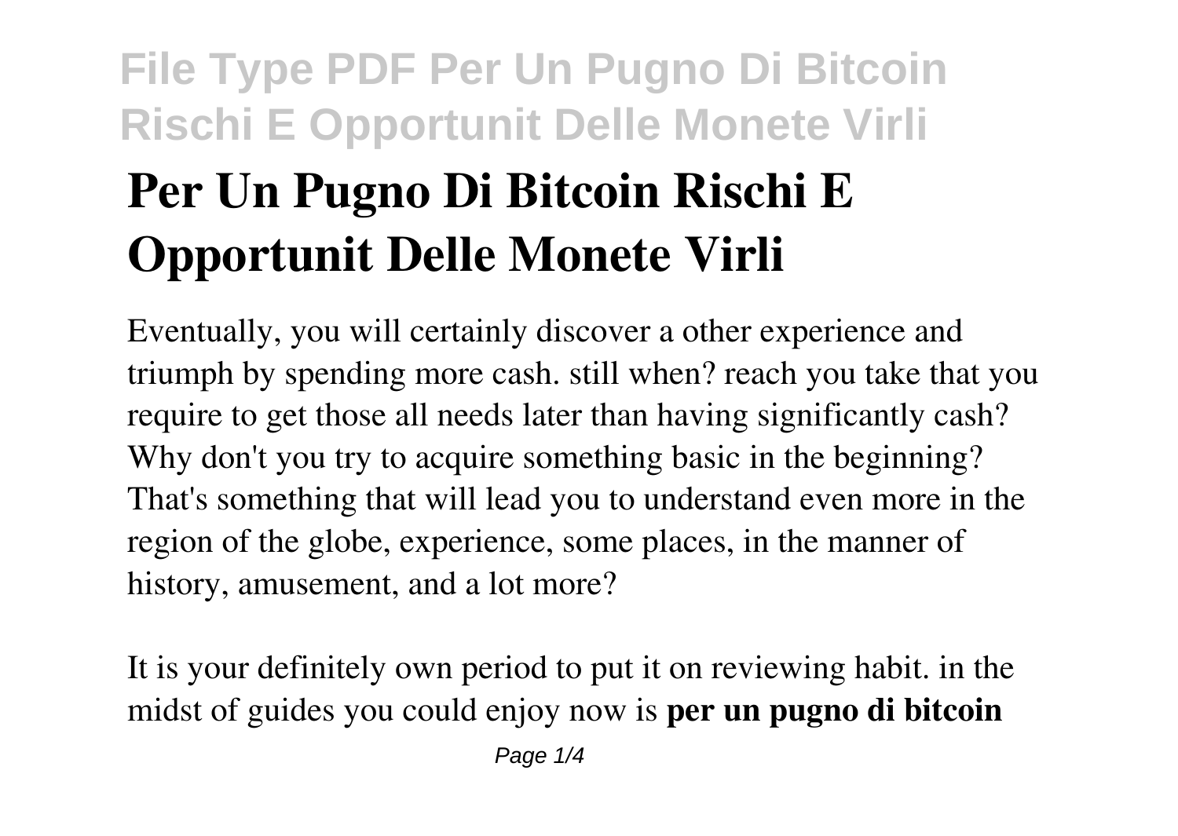# Per Un Pugno Di Bitcoin Rischi E Opportunit Delle Monete Virli

Eventually, you will certainly discover a other experience and triumph by spending more cash. still when? reach you take that you require to get those all needs later than having significantly cash? Why don't you try to acquire something basic in the beginning? That's something that will lead you to understand even more in the region of the globe, experience, some places, in the manner of history, amusement, and a lot more?

It is your definitely own period to put it on reviewing habit. in the midst of guides you could enjoy now is **per un pugno di bitcoin**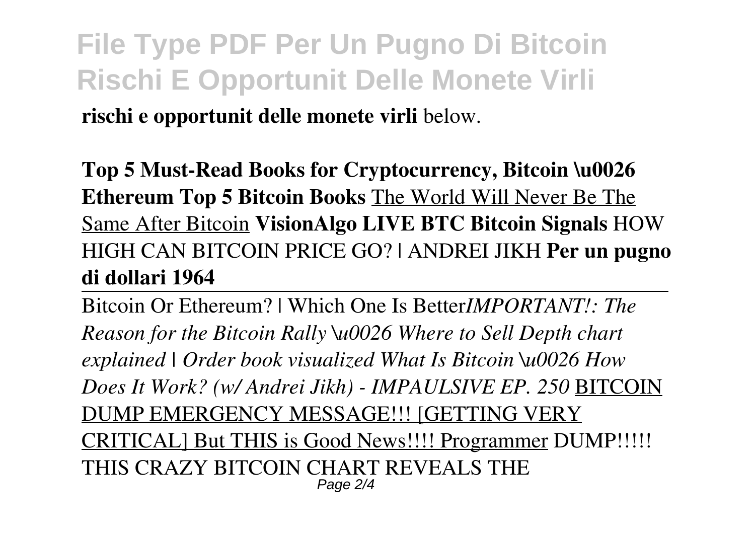**rischi e opportunit delle monete virli** below.

**Top 5 Must-Read Books for Cryptocurrency, Bitcoin \u0026 Ethereum Top 5 Bitcoin Books** The World Will Never Be The Same After Bitcoin **VisionAlgo LIVE BTC Bitcoin Signals** HOW HIGH CAN BITCOIN PRICE GO? | ANDREI JIKH **Per un pugno di dollari 1964**

Bitcoin Or Ethereum? | Which One Is Better*IMPORTANT!: The Reason for the Bitcoin Rally \u0026 Where to Sell Depth chart explained | Order book visualized What Is Bitcoin \u0026 How Does It Work? (w/ Andrei Jikh) - IMPAULSIVE EP. 250* BITCOIN DUMP EMERGENCY MESSAGE!!! [GETTING VERY CRITICAL] But THIS is Good News!!!! Programmer DUMP!!!!! THIS CRAZY BITCOIN CHART REVEALS THE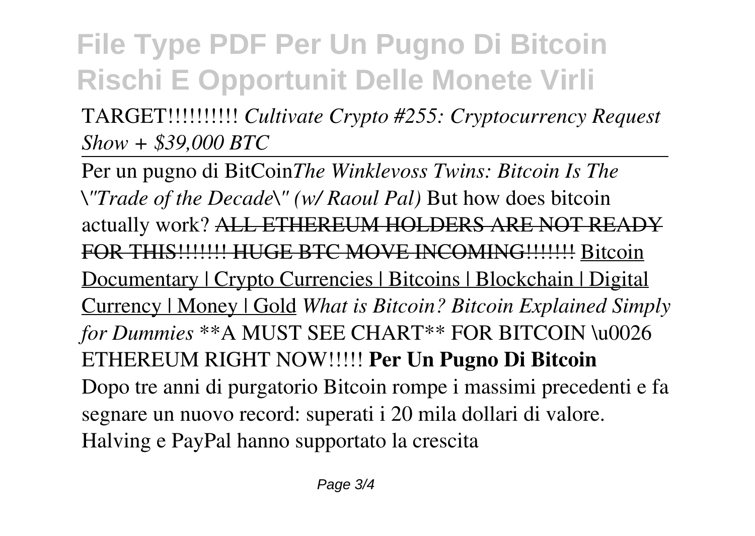TARGET!!!!!!!!!! *Cultivate Crypto #255: Cryptocurrency Request Show + $39,000 BTC*

Per un pugno di BitCoin*The Winklevoss Twins: Bitcoin Is The \"Trade of the Decade\" (w/ Raoul Pal)* But how does bitcoin actually work? ~~ALL ETHEREUM HOLDERS ARE NOT READY FOR THIS!!!!!!! HUGE BTC MOVE INCOMING!!!!!!!~~ Bitcoin Documentary | Crypto Currencies | Bitcoins | Blockchain | Digital Currency | Money | Gold *What is Bitcoin? Bitcoin Explained Simply for Dummies* **A MUST SEE CHART** FOR BITCOIN \u0026 ETHEREUM RIGHT NOW!!!!! **Per Un Pugno Di Bitcoin**

Dopo tre anni di purgatorio Bitcoin rompe i massimi precedenti e fa segnare un nuovo record: superati i 20 mila dollari di valore. Halving e PayPal hanno supportato la crescita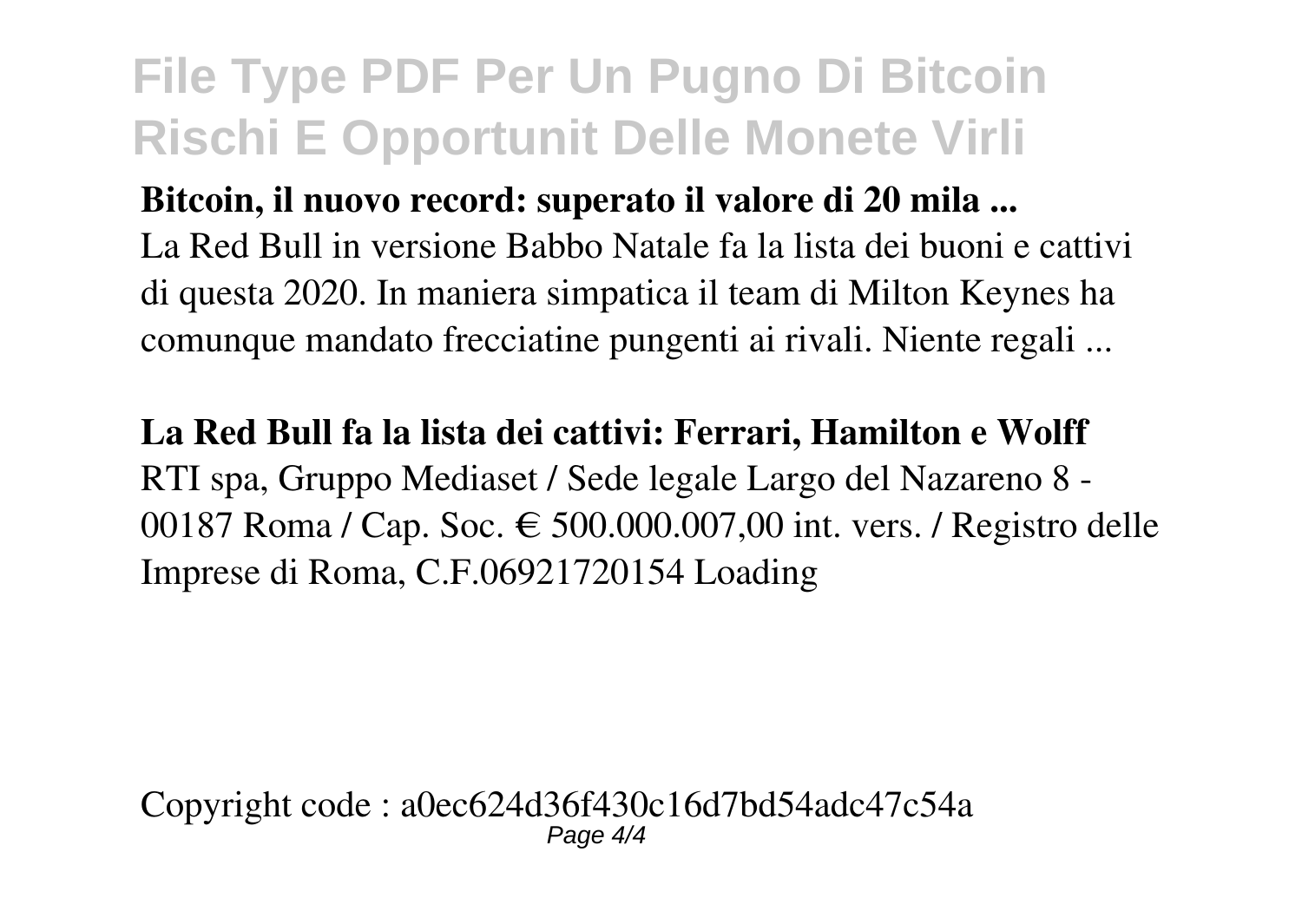**Bitcoin, il nuovo record: superato il valore di 20 mila ...**

La Red Bull in versione Babbo Natale fa la lista dei buoni e cattivi di questa 2020. In maniera simpatica il team di Milton Keynes ha comunque mandato frecciatine pungenti ai rivali. Niente regali ...

**La Red Bull fa la lista dei cattivi: Ferrari, Hamilton e Wolff**

RTI spa, Gruppo Mediaset / Sede legale Largo del Nazareno 8 - 00187 Roma / Cap. Soc. € 500.000.007,00 int. vers. / Registro delle Imprese di Roma, C.F.06921720154 Loading

Copyright code : a0ec624d36f430c16d7bd54adc47c54a